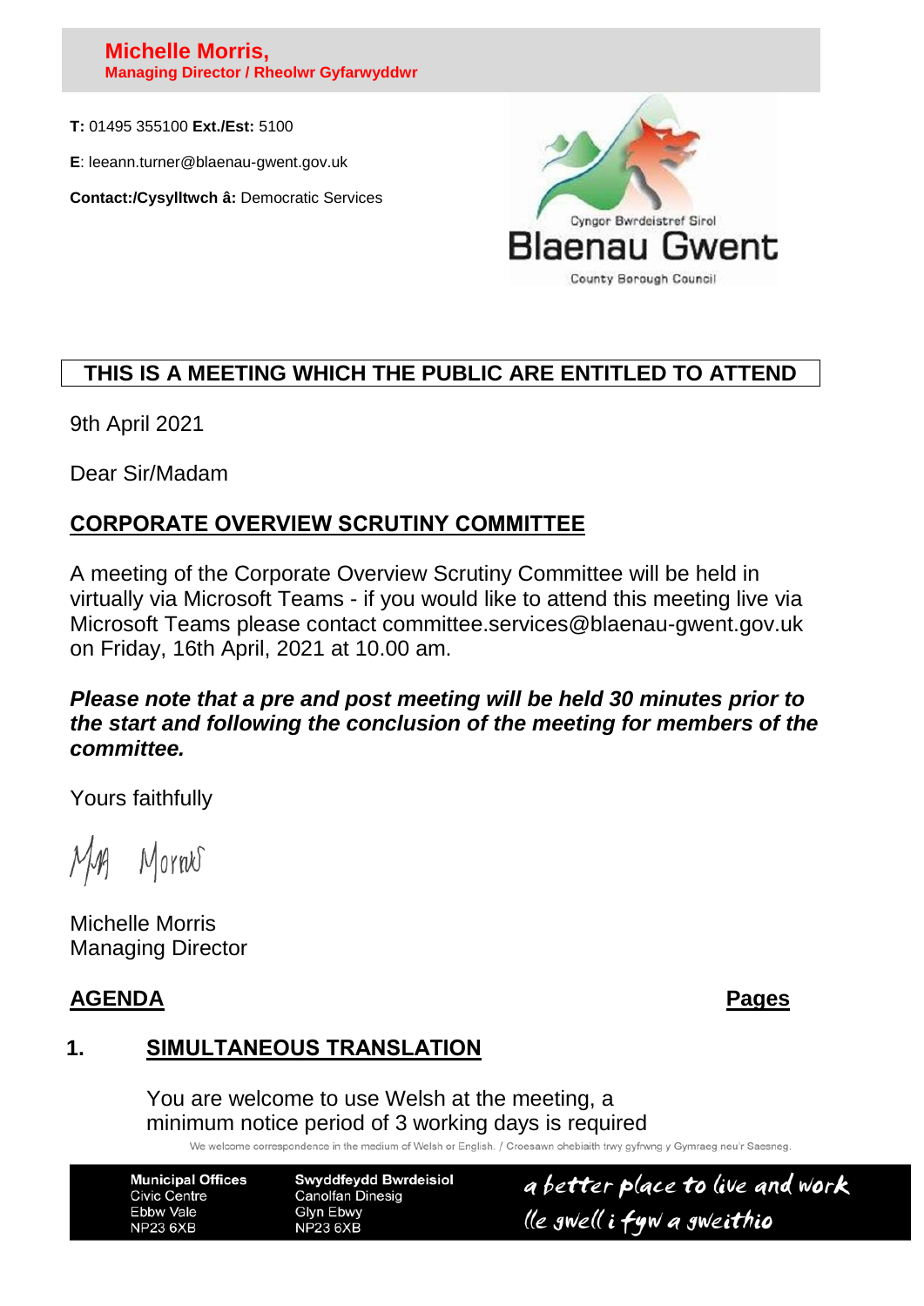**Michelle Morris,**
**Managing Director / Rheolwr Gyfarwyddwr**

**T:** 01495 355100 **Ext./Est:** 5100

**E**: leeann.turner@blaenau-gwent.gov.uk

**Contact:/Cysylltwch â:** Democratic Services

Cyngor Bwrdeistref Sirol
Blaenau Gwent
County Borough Council

**THIS IS A MEETING WHICH THE PUBLIC ARE ENTITLED TO ATTEND**

9th April 2021

Dear Sir/Madam

## CORPORATE OVERVIEW SCRUTINY COMMITTEE

A meeting of the Corporate Overview Scrutiny Committee will be held in virtually via Microsoft Teams - if you would like to attend this meeting live via Microsoft Teams please contact committee.services@blaenau-gwent.gov.uk on Friday, 16th April, 2021 at 10.00 am.

***Please note that a pre and post meeting will be held 30 minutes prior to the start and following the conclusion of the meeting for members of the committee.***

Yours faithfully

Michelle Morris
Managing Director

## AGENDA — Pages

### 1. SIMULTANEOUS TRANSLATION

You are welcome to use Welsh at the meeting, a minimum notice period of 3 working days is required

We welcome correspondence in the medium of Welsh or English. / Croesawn ohebiaith trwy gyfrwng y Gymraeg neu'r Saesneg.

**Municipal Offices**
Civic Centre
Ebbw Vale
NP23 6XB

**Swyddfeydd Bwrdeisiol**
Canolfan Dinesig
Glyn Ebwy
NP23 6XB

a better place to live and work
lle gwell i fyw a gweithio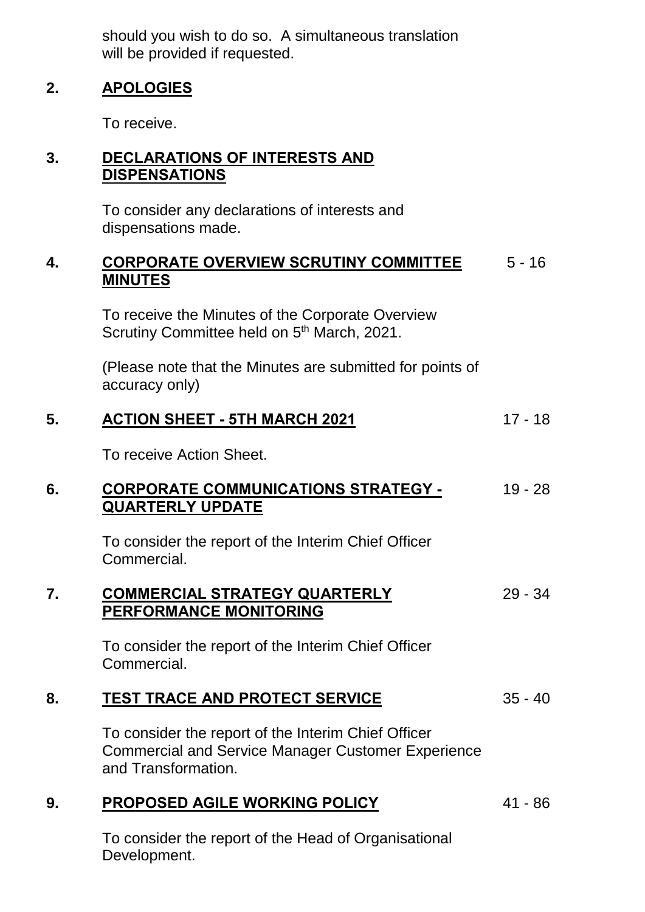should you wish to do so. A simultaneous translation will be provided if requested.

**2. APOLOGIES**

To receive.

**3. DECLARATIONS OF INTERESTS AND DISPENSATIONS**

To consider any declarations of interests and dispensations made.

**4. CORPORATE OVERVIEW SCRUTINY COMMITTEE MINUTES** 5 - 16

To receive the Minutes of the Corporate Overview Scrutiny Committee held on 5th March, 2021.

(Please note that the Minutes are submitted for points of accuracy only)

**5. ACTION SHEET - 5TH MARCH 2021** 17 - 18

To receive Action Sheet.

**6. CORPORATE COMMUNICATIONS STRATEGY - QUARTERLY UPDATE** 19 - 28

To consider the report of the Interim Chief Officer Commercial.

**7. COMMERCIAL STRATEGY QUARTERLY PERFORMANCE MONITORING** 29 - 34

To consider the report of the Interim Chief Officer Commercial.

**8. TEST TRACE AND PROTECT SERVICE** 35 - 40

To consider the report of the Interim Chief Officer Commercial and Service Manager Customer Experience and Transformation.

**9. PROPOSED AGILE WORKING POLICY** 41 - 86

To consider the report of the Head of Organisational Development.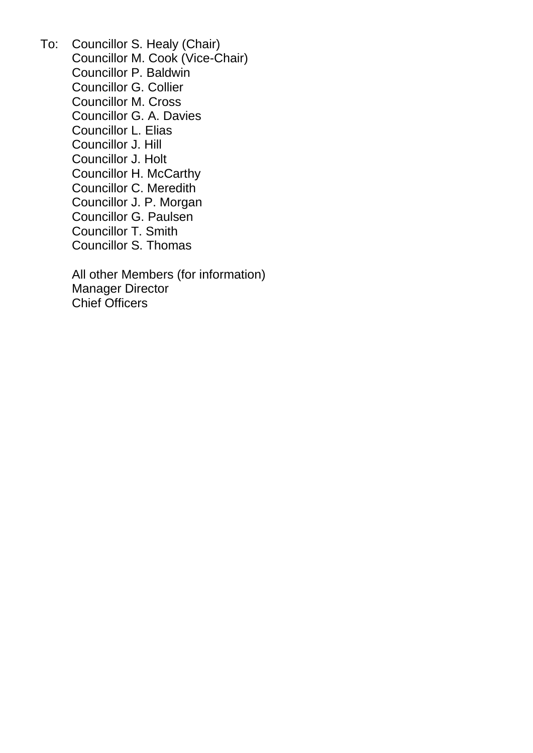To: Councillor S. Healy (Chair)
Councillor M. Cook (Vice-Chair)
Councillor P. Baldwin
Councillor G. Collier
Councillor M. Cross
Councillor G. A. Davies
Councillor L. Elias
Councillor J. Hill
Councillor J. Holt
Councillor H. McCarthy
Councillor C. Meredith
Councillor J. P. Morgan
Councillor G. Paulsen
Councillor T. Smith
Councillor S. Thomas

All other Members (for information)
Manager Director
Chief Officers